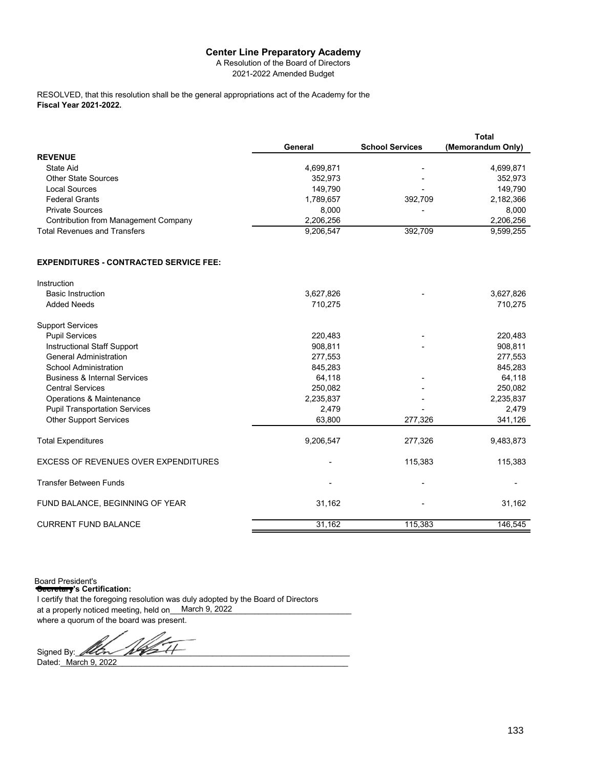# Center Line Preparatory Academy

A Resolution of the Board of Directors

2021-2022 Amended Budget

RESOLVED, that this resolution shall be the general appropriations act of the Academy for the **Fiscal Year 2021-2022.**

| | General | School Services | Total (Memorandum Only) |
|---|---|---|---|
| **REVENUE** | | | |
| State Aid | 4,699,871 | - | 4,699,871 |
| Other State Sources | 352,973 | - | 352,973 |
| Local Sources | 149,790 | - | 149,790 |
| Federal Grants | 1,789,657 | 392,709 | 2,182,366 |
| Private Sources | 8,000 | - | 8,000 |
| Contribution from Management Company | 2,206,256 | | 2,206,256 |
| Total Revenues and Transfers | 9,206,547 | 392,709 | 9,599,255 |
| | | | |
| **EXPENDITURES - CONTRACTED SERVICE FEE:** | | | |
| Instruction | | | |
| Basic Instruction | 3,627,826 | - | 3,627,826 |
| Added Needs | 710,275 | | 710,275 |
| Support Services | | | |
| Pupil Services | 220,483 | - | 220,483 |
| Instructional Staff Support | 908,811 | - | 908,811 |
| General Administration | 277,553 | | 277,553 |
| School Administration | 845,283 | | 845,283 |
| Business & Internal Services | 64,118 | - | 64,118 |
| Central Services | 250,082 | - | 250,082 |
| Operations & Maintenance | 2,235,837 | - | 2,235,837 |
| Pupil Transportation Services | 2,479 | - | 2,479 |
| Other Support Services | 63,800 | 277,326 | 341,126 |
| Total Expenditures | 9,206,547 | 277,326 | 9,483,873 |
| EXCESS OF REVENUES OVER EXPENDITURES | - | 115,383 | 115,383 |
| Transfer Between Funds | - | - | - |
| FUND BALANCE, BEGINNING OF YEAR | 31,162 | - | 31,162 |
| CURRENT FUND BALANCE | 31,162 | 115,383 | 146,545 |

Board President's ~~Secretary~~**'s Certification:**

I certify that the foregoing resolution was duly adopted by the Board of Directors at a properly noticed meeting, held on March 9, 2022 where a quorum of the board was present.

Signed By: [signature]

Dated: March 9, 2022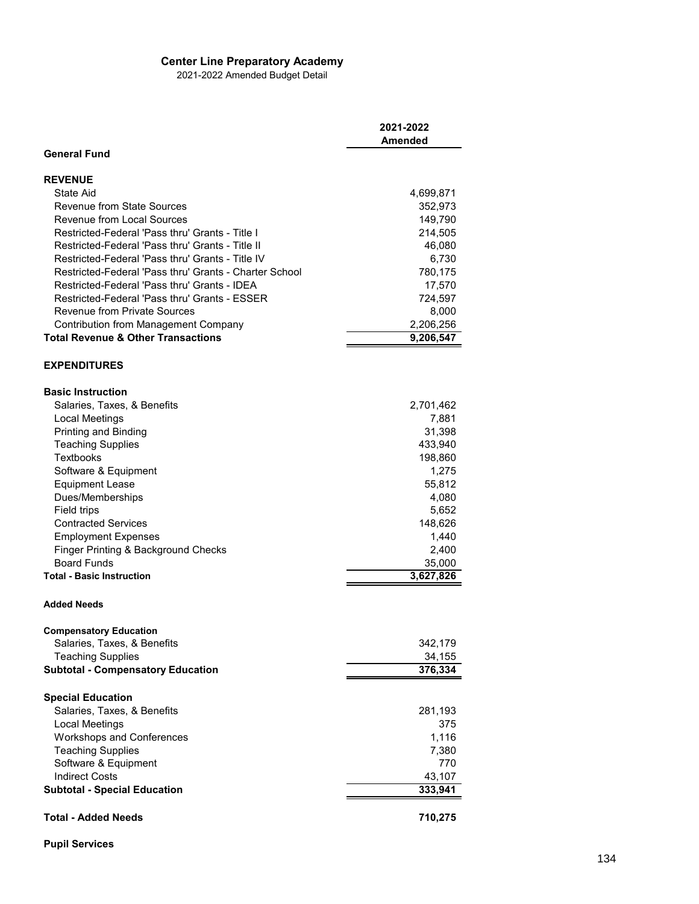**Center Line Preparatory Academy**

2021-2022 Amended Budget Detail

| | 2021-2022 Amended |
|---|---|
| **General Fund** | |
| | |
| **REVENUE** | |
| State Aid | 4,699,871 |
| Revenue from State Sources | 352,973 |
| Revenue from Local Sources | 149,790 |
| Restricted-Federal 'Pass thru' Grants - Title I | 214,505 |
| Restricted-Federal 'Pass thru' Grants - Title II | 46,080 |
| Restricted-Federal 'Pass thru' Grants - Title IV | 6,730 |
| Restricted-Federal 'Pass thru' Grants - Charter School | 780,175 |
| Restricted-Federal 'Pass thru' Grants - IDEA | 17,570 |
| Restricted-Federal 'Pass thru' Grants - ESSER | 724,597 |
| Revenue from Private Sources | 8,000 |
| Contribution from Management Company | 2,206,256 |
| **Total Revenue & Other Transactions** | **9,206,547** |
| | |
| **EXPENDITURES** | |
| | |
| **Basic Instruction** | |
| Salaries, Taxes, & Benefits | 2,701,462 |
| Local Meetings | 7,881 |
| Printing and Binding | 31,398 |
| Teaching Supplies | 433,940 |
| Textbooks | 198,860 |
| Software & Equipment | 1,275 |
| Equipment Lease | 55,812 |
| Dues/Memberships | 4,080 |
| Field trips | 5,652 |
| Contracted Services | 148,626 |
| Employment Expenses | 1,440 |
| Finger Printing & Background Checks | 2,400 |
| Board Funds | 35,000 |
| **Total - Basic Instruction** | **3,627,826** |
| | |
| **Added Needs** | |
| | |
| **Compensatory Education** | |
| Salaries, Taxes, & Benefits | 342,179 |
| Teaching Supplies | 34,155 |
| **Subtotal - Compensatory Education** | **376,334** |
| | |
| **Special Education** | |
| Salaries, Taxes, & Benefits | 281,193 |
| Local Meetings | 375 |
| Workshops and Conferences | 1,116 |
| Teaching Supplies | 7,380 |
| Software & Equipment | 770 |
| Indirect Costs | 43,107 |
| **Subtotal - Special Education** | **333,941** |
| | |
| **Total - Added Needs** | **710,275** |
| | |
| **Pupil Services** | |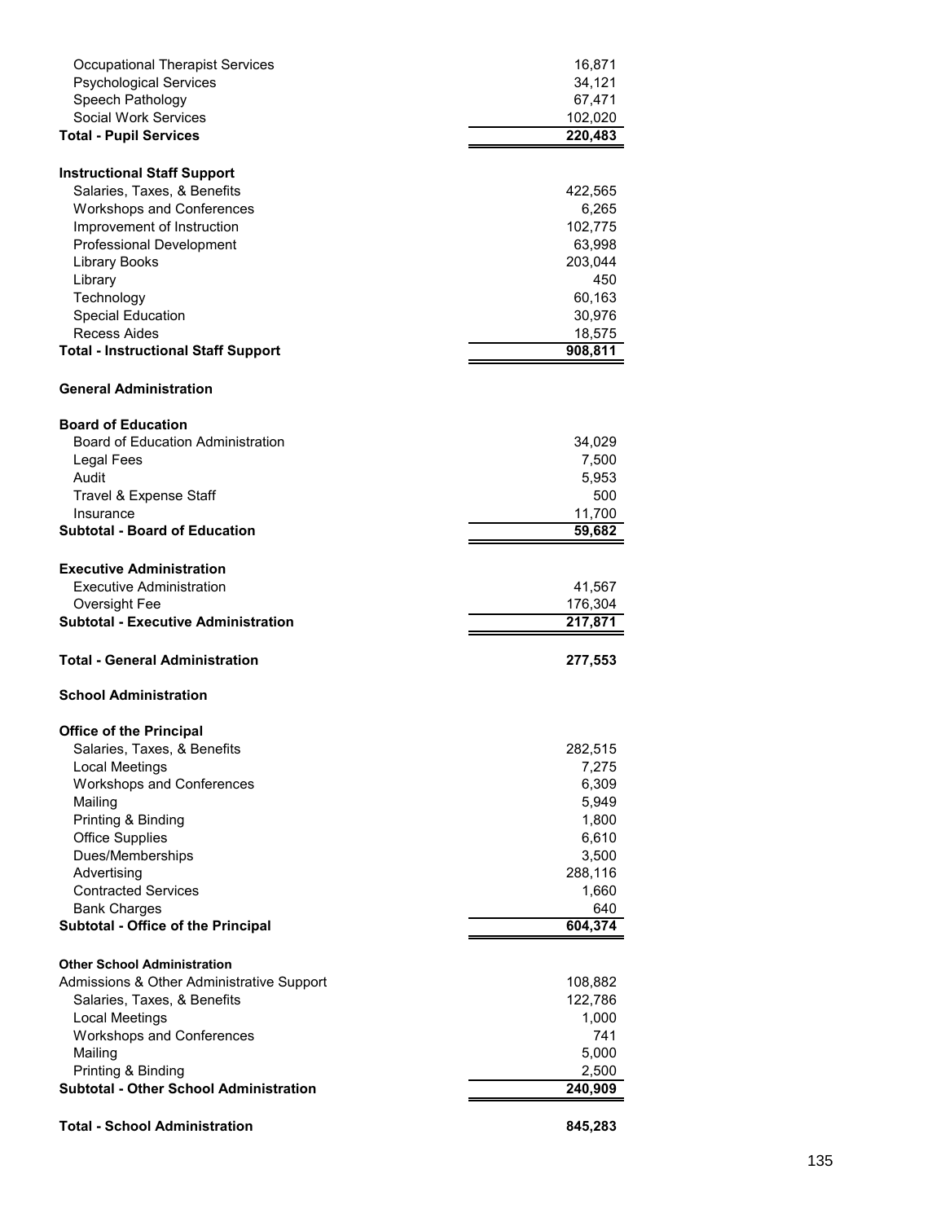| | |
|---|---:|
| Occupational Therapist Services | 16,871 |
| Psychological Services | 34,121 |
| Speech Pathology | 67,471 |
| Social Work Services | 102,020 |
| **Total - Pupil Services** | **220,483** |
| | |
| **Instructional Staff Support** | |
| Salaries, Taxes, & Benefits | 422,565 |
| Workshops and Conferences | 6,265 |
| Improvement of Instruction | 102,775 |
| Professional Development | 63,998 |
| Library Books | 203,044 |
| Library | 450 |
| Technology | 60,163 |
| Special Education | 30,976 |
| Recess Aides | 18,575 |
| **Total - Instructional Staff Support** | **908,811** |
| | |
| **General Administration** | |
| | |
| **Board of Education** | |
| Board of Education Administration | 34,029 |
| Legal Fees | 7,500 |
| Audit | 5,953 |
| Travel & Expense Staff | 500 |
| Insurance | 11,700 |
| **Subtotal - Board of Education** | **59,682** |
| | |
| **Executive Administration** | |
| Executive Administration | 41,567 |
| Oversight Fee | 176,304 |
| **Subtotal - Executive Administration** | **217,871** |
| | |
| **Total - General Administration** | **277,553** |
| | |
| **School Administration** | |
| | |
| **Office of the Principal** | |
| Salaries, Taxes, & Benefits | 282,515 |
| Local Meetings | 7,275 |
| Workshops and Conferences | 6,309 |
| Mailing | 5,949 |
| Printing & Binding | 1,800 |
| Office Supplies | 6,610 |
| Dues/Memberships | 3,500 |
| Advertising | 288,116 |
| Contracted Services | 1,660 |
| Bank Charges | 640 |
| **Subtotal - Office of the Principal** | **604,374** |
| | |
| **Other School Administration** | |
| Admissions & Other Administrative Support | 108,882 |
| Salaries, Taxes, & Benefits | 122,786 |
| Local Meetings | 1,000 |
| Workshops and Conferences | 741 |
| Mailing | 5,000 |
| Printing & Binding | 2,500 |
| **Subtotal - Other School Administration** | **240,909** |
| | |
| **Total - School Administration** | **845,283** |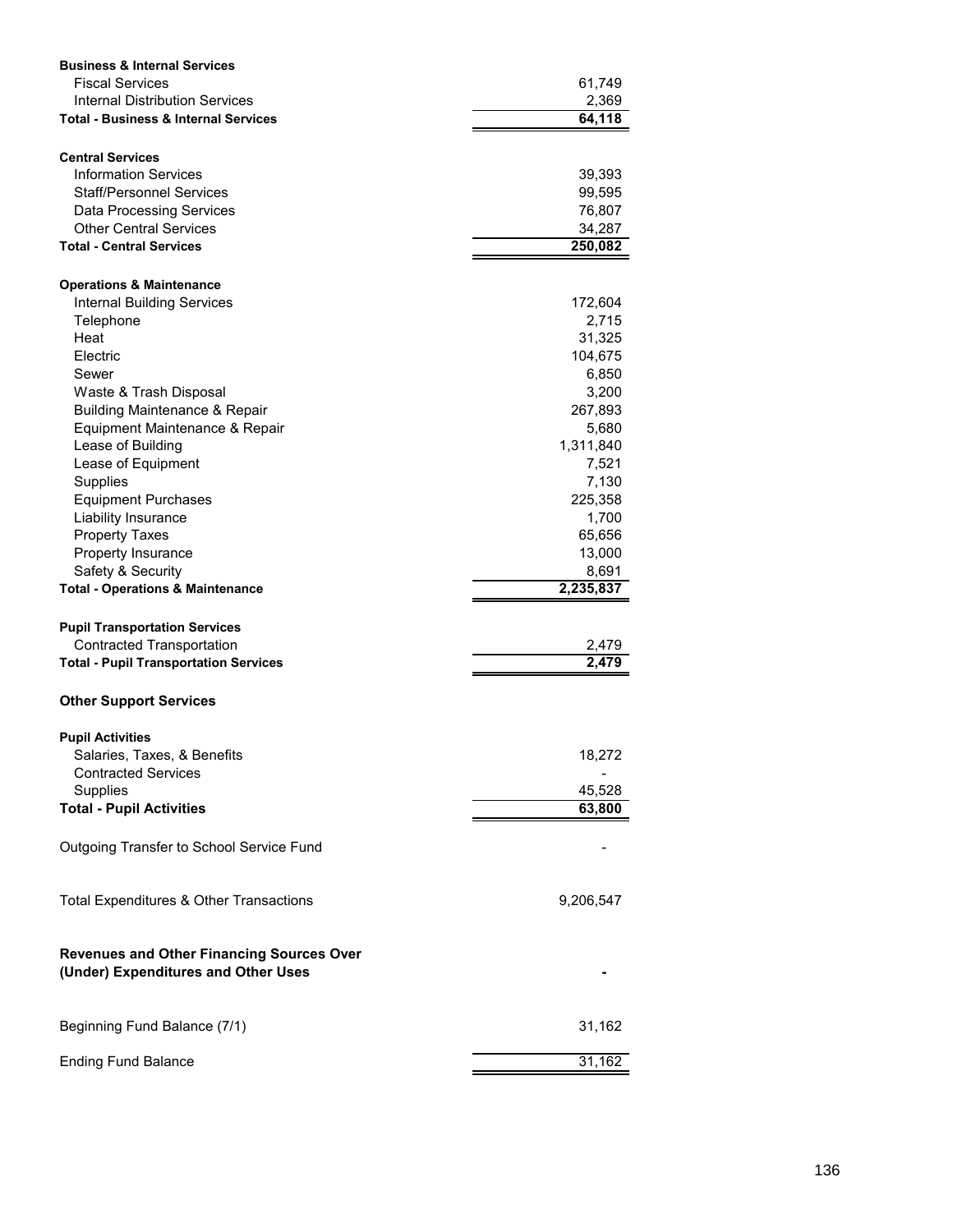| | |
|---|---|
| **Business & Internal Services** | |
| Fiscal Services | 61,749 |
| Internal Distribution Services | 2,369 |
| **Total - Business & Internal Services** | **64,118** |
| | |
| **Central Services** | |
| Information Services | 39,393 |
| Staff/Personnel Services | 99,595 |
| Data Processing Services | 76,807 |
| Other Central Services | 34,287 |
| **Total - Central Services** | **250,082** |
| | |
| **Operations & Maintenance** | |
| Internal Building Services | 172,604 |
| Telephone | 2,715 |
| Heat | 31,325 |
| Electric | 104,675 |
| Sewer | 6,850 |
| Waste & Trash Disposal | 3,200 |
| Building Maintenance & Repair | 267,893 |
| Equipment Maintenance & Repair | 5,680 |
| Lease of Building | 1,311,840 |
| Lease of Equipment | 7,521 |
| Supplies | 7,130 |
| Equipment Purchases | 225,358 |
| Liability Insurance | 1,700 |
| Property Taxes | 65,656 |
| Property Insurance | 13,000 |
| Safety & Security | 8,691 |
| **Total - Operations & Maintenance** | **2,235,837** |
| | |
| **Pupil Transportation Services** | |
| Contracted Transportation | 2,479 |
| **Total - Pupil Transportation Services** | **2,479** |
| | |
| **Other Support Services** | |
| | |
| **Pupil Activities** | |
| Salaries, Taxes, & Benefits | 18,272 |
| Contracted Services | - |
| Supplies | 45,528 |
| **Total - Pupil Activities** | **63,800** |
| | |
| Outgoing Transfer to School Service Fund | - |
| | |
| Total Expenditures & Other Transactions | 9,206,547 |
| | |
| **Revenues and Other Financing Sources Over (Under) Expenditures and Other Uses** | **-** |
| | |
| Beginning Fund Balance (7/1) | 31,162 |
| | |
| Ending Fund Balance | 31,162 |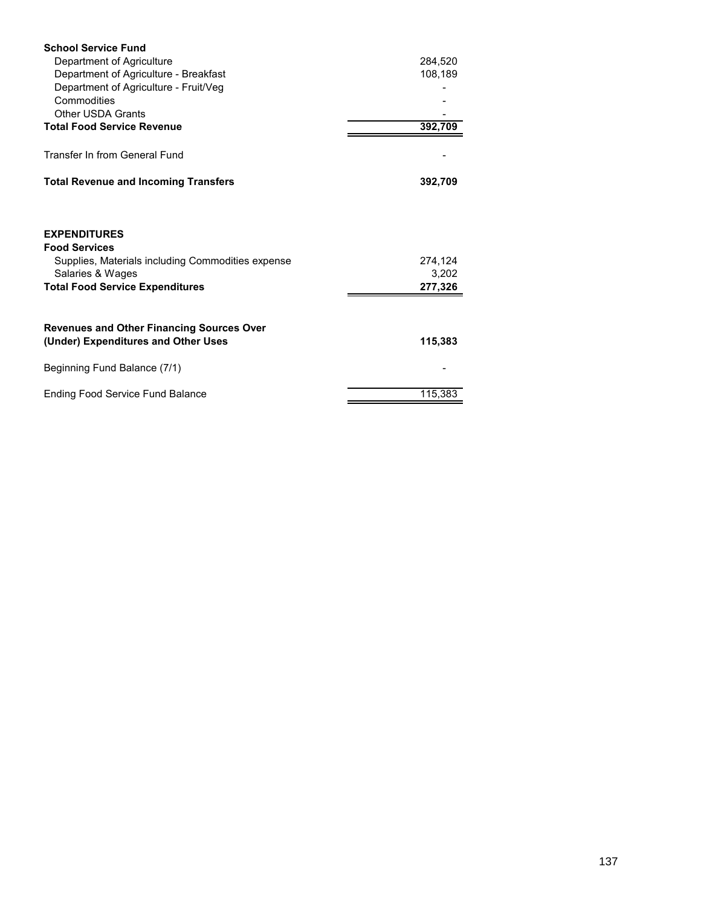| | |
|---|---|
| **School Service Fund** | |
| Department of Agriculture | 284,520 |
| Department of Agriculture - Breakfast | 108,189 |
| Department of Agriculture - Fruit/Veg | - |
| Commodities | - |
| Other USDA Grants | - |
| **Total Food Service Revenue** | **392,709** |
| Transfer In from General Fund | - |
| **Total Revenue and Incoming Transfers** | **392,709** |
| | |
| **EXPENDITURES** | |
| **Food Services** | |
| Supplies, Materials including Commodities expense | 274,124 |
| Salaries & Wages | 3,202 |
| **Total Food Service Expenditures** | **277,326** |
| | |
| **Revenues and Other Financing Sources Over (Under) Expenditures and Other Uses** | **115,383** |
| Beginning Fund Balance (7/1) | - |
| Ending Food Service Fund Balance | 115,383 |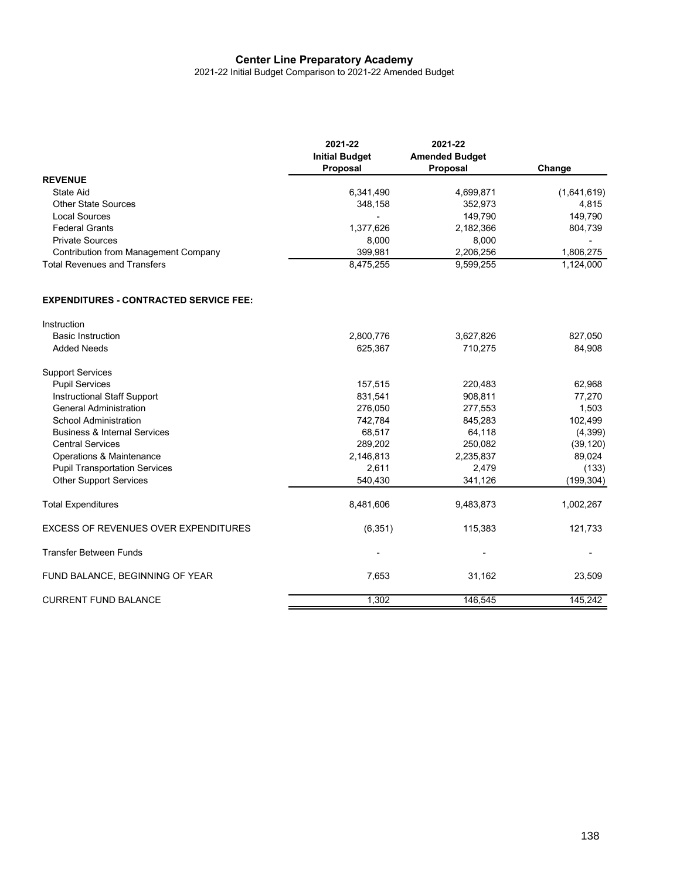# Center Line Preparatory Academy

2021-22 Initial Budget Comparison to 2021-22 Amended Budget

| | 2021-22 Initial Budget Proposal | 2021-22 Amended Budget Proposal | Change |
|---|---|---|---|
| **REVENUE** | | | |
| State Aid | 6,341,490 | 4,699,871 | (1,641,619) |
| Other State Sources | 348,158 | 352,973 | 4,815 |
| Local Sources | - | 149,790 | 149,790 |
| Federal Grants | 1,377,626 | 2,182,366 | 804,739 |
| Private Sources | 8,000 | 8,000 | - |
| Contribution from Management Company | 399,981 | 2,206,256 | 1,806,275 |
| Total Revenues and Transfers | 8,475,255 | 9,599,255 | 1,124,000 |
| | | | |
| **EXPENDITURES - CONTRACTED SERVICE FEE:** | | | |
| Instruction | | | |
| Basic Instruction | 2,800,776 | 3,627,826 | 827,050 |
| Added Needs | 625,367 | 710,275 | 84,908 |
| Support Services | | | |
| Pupil Services | 157,515 | 220,483 | 62,968 |
| Instructional Staff Support | 831,541 | 908,811 | 77,270 |
| General Administration | 276,050 | 277,553 | 1,503 |
| School Administration | 742,784 | 845,283 | 102,499 |
| Business & Internal Services | 68,517 | 64,118 | (4,399) |
| Central Services | 289,202 | 250,082 | (39,120) |
| Operations & Maintenance | 2,146,813 | 2,235,837 | 89,024 |
| Pupil Transportation Services | 2,611 | 2,479 | (133) |
| Other Support Services | 540,430 | 341,126 | (199,304) |
| Total Expenditures | 8,481,606 | 9,483,873 | 1,002,267 |
| EXCESS OF REVENUES OVER EXPENDITURES | (6,351) | 115,383 | 121,733 |
| Transfer Between Funds | - | - | - |
| FUND BALANCE, BEGINNING OF YEAR | 7,653 | 31,162 | 23,509 |
| CURRENT FUND BALANCE | 1,302 | 146,545 | 145,242 |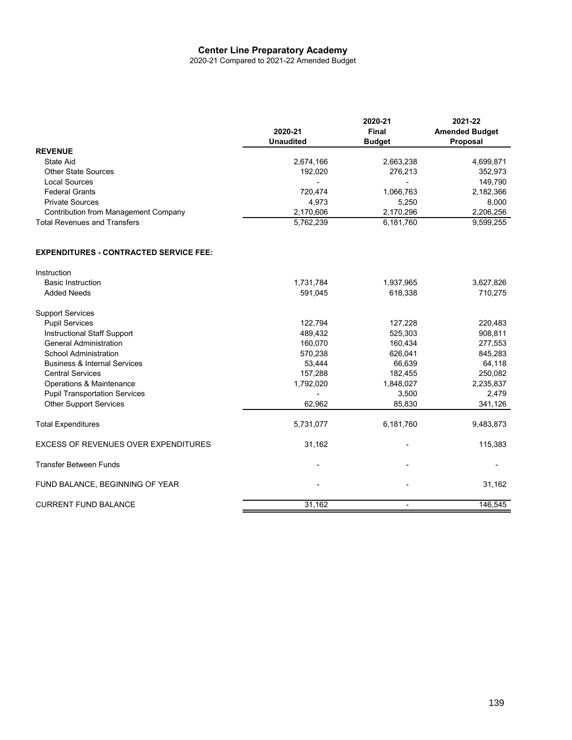# Center Line Preparatory Academy

2020-21 Compared to 2021-22 Amended Budget

| | 2020-21 Unaudited | 2020-21 Final Budget | 2021-22 Amended Budget Proposal |
|---|---|---|---|
| **REVENUE** | | | |
| State Aid | 2,674,166 | 2,663,238 | 4,699,871 |
| Other State Sources | 192,020 | 276,213 | 352,973 |
| Local Sources | - | - | 149,790 |
| Federal Grants | 720,474 | 1,066,763 | 2,182,366 |
| Private Sources | 4,973 | 5,250 | 8,000 |
| Contribution from Management Company | 2,170,606 | 2,170,296 | 2,206,256 |
| Total Revenues and Transfers | 5,762,239 | 6,181,760 | 9,599,255 |
| | | | |
| **EXPENDITURES - CONTRACTED SERVICE FEE:** | | | |
| Instruction | | | |
| Basic Instruction | 1,731,784 | 1,937,965 | 3,627,826 |
| Added Needs | 591,045 | 618,338 | 710,275 |
| Support Services | | | |
| Pupil Services | 122,794 | 127,228 | 220,483 |
| Instructional Staff Support | 489,432 | 525,303 | 908,811 |
| General Administration | 160,070 | 160,434 | 277,553 |
| School Administration | 570,238 | 626,041 | 845,283 |
| Business & Internal Services | 53,444 | 66,639 | 64,118 |
| Central Services | 157,288 | 182,455 | 250,082 |
| Operations & Maintenance | 1,792,020 | 1,848,027 | 2,235,837 |
| Pupil Transportation Services | - | 3,500 | 2,479 |
| Other Support Services | 62,962 | 85,830 | 341,126 |
| Total Expenditures | 5,731,077 | 6,181,760 | 9,483,873 |
| EXCESS OF REVENUES OVER EXPENDITURES | 31,162 | - | 115,383 |
| Transfer Between Funds | - | - | - |
| FUND BALANCE, BEGINNING OF YEAR | - | - | 31,162 |
| CURRENT FUND BALANCE | 31,162 | - | 146,545 |